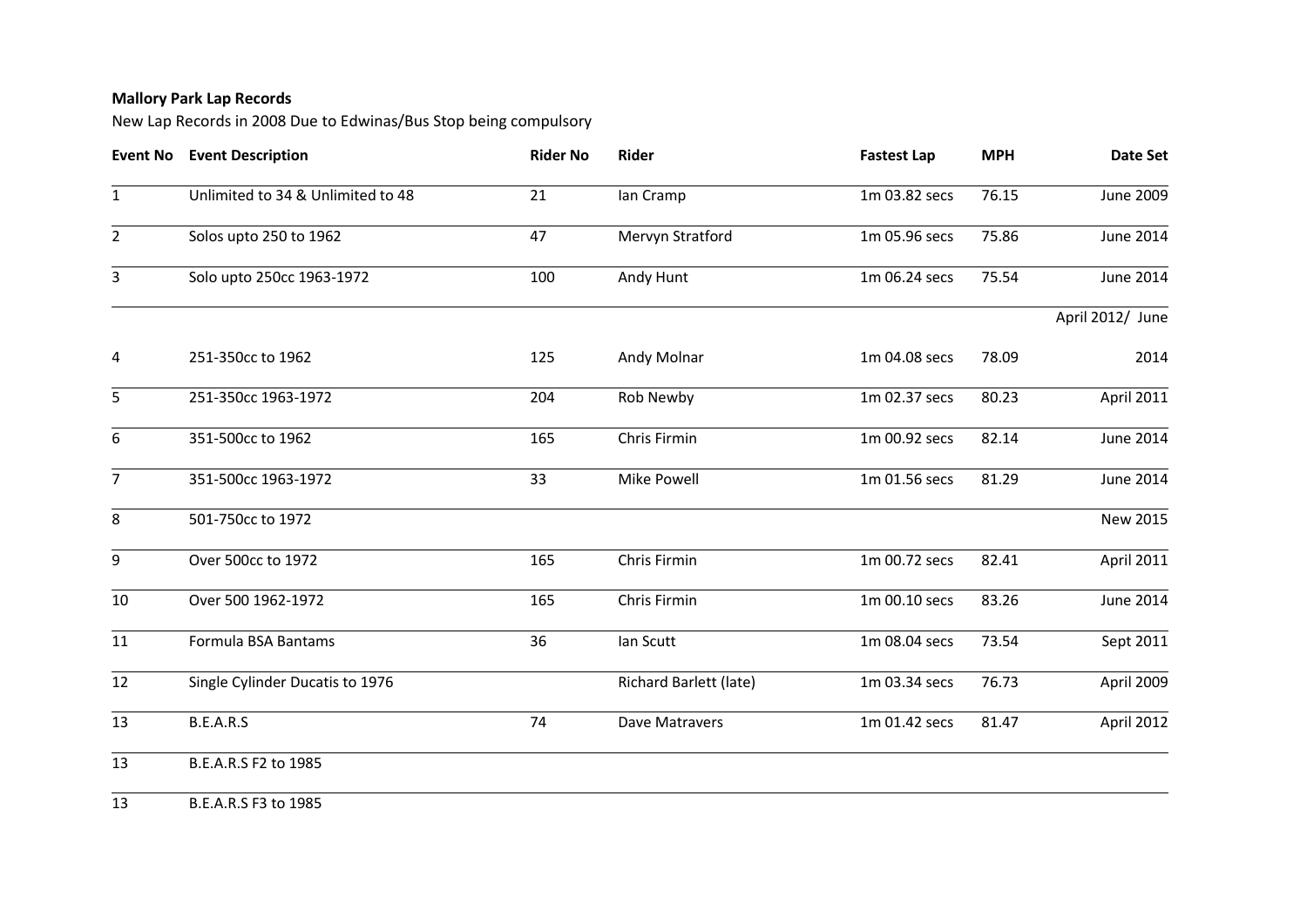**Mallory Park Lap Records**

New Lap Records in 2008 Due to Edwinas/Bus Stop being compulsory

| Event No | Event Description | Rider No | Rider | Fastest Lap | MPH | Date Set |
|---|---|---|---|---|---|---|
| 1 | Unlimited to 34 & Unlimited to 48 | 21 | Ian Cramp | 1m 03.82 secs | 76.15 | June 2009 |
| 2 | Solos upto 250 to 1962 | 47 | Mervyn Stratford | 1m 05.96 secs | 75.86 | June 2014 |
| 3 | Solo upto 250cc 1963-1972 | 100 | Andy Hunt | 1m 06.24 secs | 75.54 | June 2014 |
| 4 | 251-350cc to 1962 | 125 | Andy Molnar | 1m 04.08 secs | 78.09 | April 2012/ June 2014 |
| 5 | 251-350cc 1963-1972 | 204 | Rob Newby | 1m 02.37 secs | 80.23 | April 2011 |
| 6 | 351-500cc to 1962 | 165 | Chris Firmin | 1m 00.92 secs | 82.14 | June 2014 |
| 7 | 351-500cc 1963-1972 | 33 | Mike Powell | 1m 01.56 secs | 81.29 | June 2014 |
| 8 | 501-750cc to 1972 | | | | | New 2015 |
| 9 | Over 500cc to 1972 | 165 | Chris Firmin | 1m 00.72 secs | 82.41 | April 2011 |
| 10 | Over 500 1962-1972 | 165 | Chris Firmin | 1m 00.10 secs | 83.26 | June 2014 |
| 11 | Formula BSA Bantams | 36 | Ian Scutt | 1m 08.04 secs | 73.54 | Sept 2011 |
| 12 | Single Cylinder Ducatis to 1976 | | Richard Barlett (late) | 1m 03.34 secs | 76.73 | April 2009 |
| 13 | B.E.A.R.S | 74 | Dave Matravers | 1m 01.42 secs | 81.47 | April 2012 |
| 13 | B.E.A.R.S F2 to 1985 | | | | | |
| 13 | B.E.A.R.S F3 to 1985 | | | | | |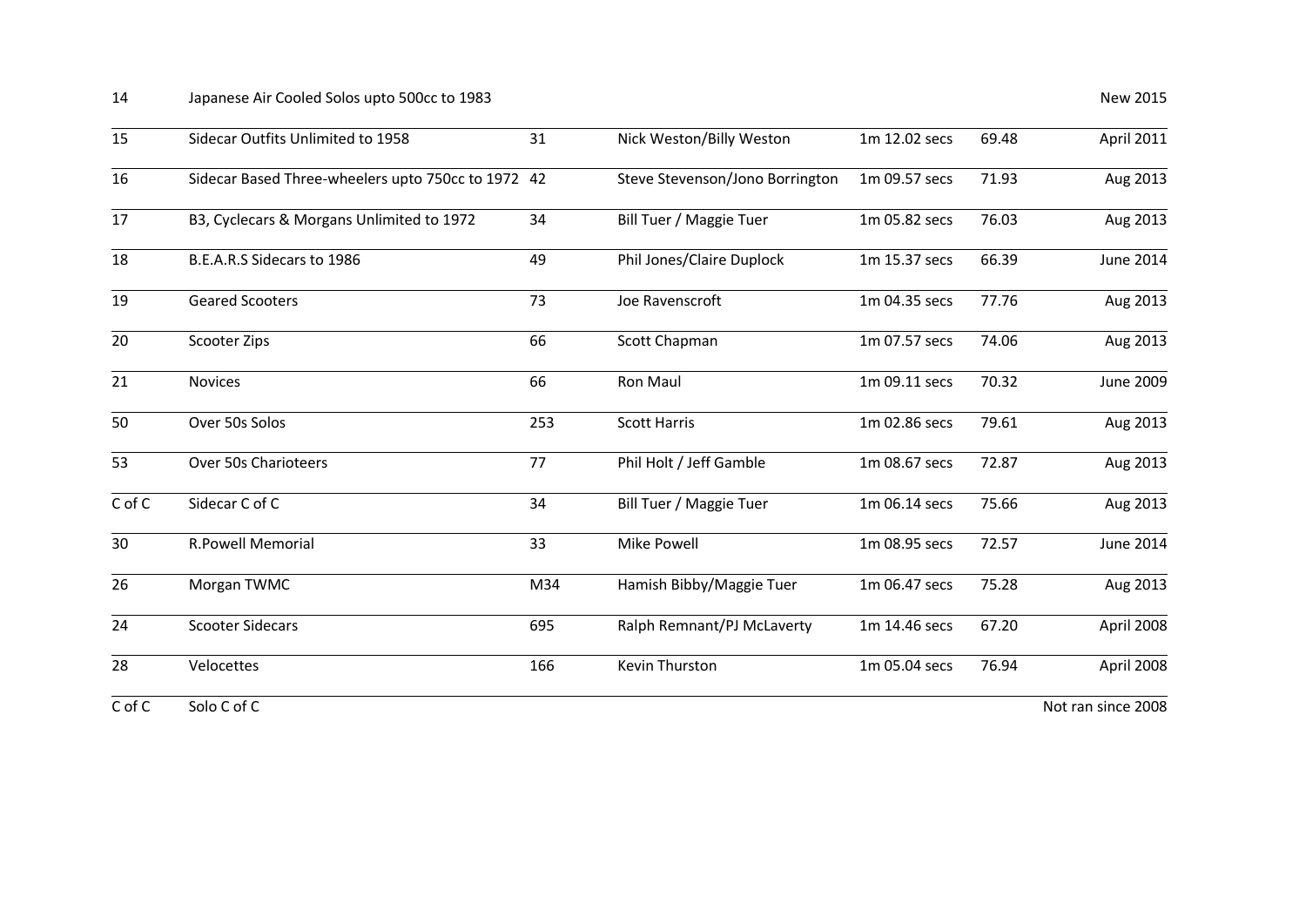| | | | | | | |
|---|---|---|---|---|---|---|
| 14 | Japanese Air Cooled Solos upto 500cc to 1983 | | | | | New 2015 |
| 15 | Sidecar Outfits Unlimited to 1958 | 31 | Nick Weston/Billy Weston | 1m 12.02 secs | 69.48 | April 2011 |
| 16 | Sidecar Based Three-wheelers upto 750cc to 1972 | 42 | Steve Stevenson/Jono Borrington | 1m 09.57 secs | 71.93 | Aug 2013 |
| 17 | B3, Cyclecars & Morgans Unlimited to 1972 | 34 | Bill Tuer / Maggie Tuer | 1m 05.82 secs | 76.03 | Aug 2013 |
| 18 | B.E.A.R.S Sidecars to 1986 | 49 | Phil Jones/Claire Duplock | 1m 15.37 secs | 66.39 | June 2014 |
| 19 | Geared Scooters | 73 | Joe Ravenscroft | 1m 04.35 secs | 77.76 | Aug 2013 |
| 20 | Scooter Zips | 66 | Scott Chapman | 1m 07.57 secs | 74.06 | Aug 2013 |
| 21 | Novices | 66 | Ron Maul | 1m 09.11 secs | 70.32 | June 2009 |
| 50 | Over 50s Solos | 253 | Scott Harris | 1m 02.86 secs | 79.61 | Aug 2013 |
| 53 | Over 50s Charioteers | 77 | Phil Holt / Jeff Gamble | 1m 08.67 secs | 72.87 | Aug 2013 |
| C of C | Sidecar C of C | 34 | Bill Tuer / Maggie Tuer | 1m 06.14 secs | 75.66 | Aug 2013 |
| 30 | R.Powell Memorial | 33 | Mike Powell | 1m 08.95 secs | 72.57 | June 2014 |
| 26 | Morgan TWMC | M34 | Hamish Bibby/Maggie Tuer | 1m 06.47 secs | 75.28 | Aug 2013 |
| 24 | Scooter Sidecars | 695 | Ralph Remnant/PJ McLaverty | 1m 14.46 secs | 67.20 | April 2008 |
| 28 | Velocettes | 166 | Kevin Thurston | 1m 05.04 secs | 76.94 | April 2008 |
| C of C | Solo C of C | | | | | Not ran since 2008 |